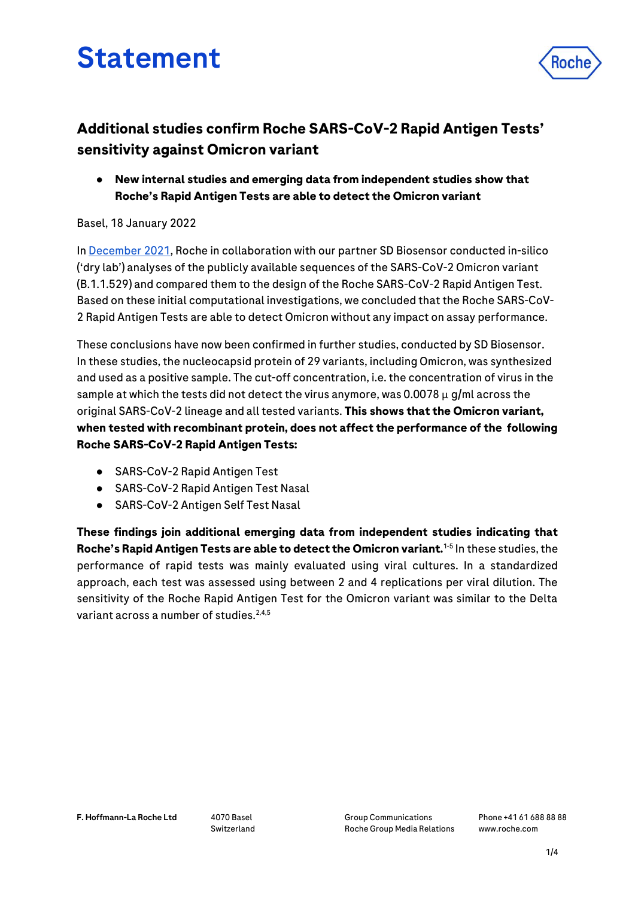# Statement

## Additional studies confirm Roche SARS-CoV-2 Rapid Antigen Tests' sensitivity against Omicron variant

- **New internal studies and emerging data from independent studies show that Roche's Rapid Antigen Tests are able to detect the Omicron variant**

Basel, 18 January 2022

In December 2021, Roche in collaboration with our partner SD Biosensor conducted in-silico ('dry lab') analyses of the publicly available sequences of the SARS-CoV-2 Omicron variant (B.1.1.529) and compared them to the design of the Roche SARS-CoV-2 Rapid Antigen Test. Based on these initial computational investigations, we concluded that the Roche SARS-CoV-2 Rapid Antigen Tests are able to detect Omicron without any impact on assay performance.

These conclusions have now been confirmed in further studies, conducted by SD Biosensor. In these studies, the nucleocapsid protein of 29 variants, including Omicron, was synthesized and used as a positive sample. The cut-off concentration, i.e. the concentration of virus in the sample at which the tests did not detect the virus anymore, was 0.0078 µ g/ml across the original SARS-CoV-2 lineage and all tested variants. **This shows that the Omicron variant, when tested with recombinant protein, does not affect the performance of the following Roche SARS-CoV-2 Rapid Antigen Tests:**

- SARS-CoV-2 Rapid Antigen Test
- SARS-CoV-2 Rapid Antigen Test Nasal
- SARS-CoV-2 Antigen Self Test Nasal

**These findings join additional emerging data from independent studies indicating that Roche's Rapid Antigen Tests are able to detect the Omicron variant.**[1-5] In these studies, the performance of rapid tests was mainly evaluated using viral cultures. In a standardized approach, each test was assessed using between 2 and 4 replications per viral dilution. The sensitivity of the Roche Rapid Antigen Test for the Omicron variant was similar to the Delta variant across a number of studies.[2,4,5]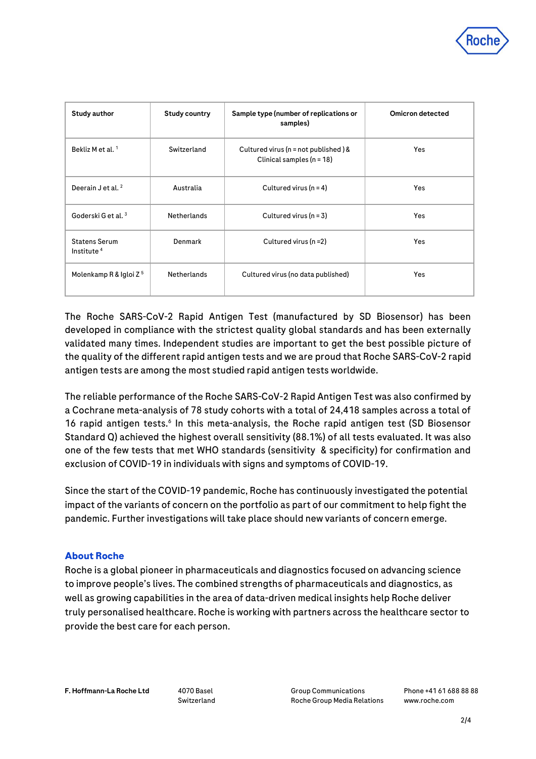| Study author | Study country | Sample type (number of replications or samples) | Omicron detected |
|---|---|---|---|
| Bekliz M et al. [1] | Switzerland | Cultured virus (n = not published ) & Clinical samples (n = 18) | Yes |
| Deerain J et al. [2] | Australia | Cultured virus (n = 4) | Yes |
| Goderski G et al. [3] | Netherlands | Cultured virus (n = 3) | Yes |
| Statens Serum Institute [4] | Denmark | Cultured virus (n =2) | Yes |
| Molenkamp R & Igloi Z [5] | Netherlands | Cultured virus (no data published) | Yes |

The Roche SARS-CoV-2 Rapid Antigen Test (manufactured by SD Biosensor) has been developed in compliance with the strictest quality global standards and has been externally validated many times. Independent studies are important to get the best possible picture of the quality of the different rapid antigen tests and we are proud that Roche SARS-CoV-2 rapid antigen tests are among the most studied rapid antigen tests worldwide.

The reliable performance of the Roche SARS-CoV-2 Rapid Antigen Test was also confirmed by a Cochrane meta-analysis of 78 study cohorts with a total of 24,418 samples across a total of 16 rapid antigen tests.[6] In this meta-analysis, the Roche rapid antigen test (SD Biosensor Standard Q) achieved the highest overall sensitivity (88.1%) of all tests evaluated. It was also one of the few tests that met WHO standards (sensitivity & specificity) for confirmation and exclusion of COVID-19 in individuals with signs and symptoms of COVID-19.

Since the start of the COVID-19 pandemic, Roche has continuously investigated the potential impact of the variants of concern on the portfolio as part of our commitment to help fight the pandemic. Further investigations will take place should new variants of concern emerge.

## About Roche

Roche is a global pioneer in pharmaceuticals and diagnostics focused on advancing science to improve people's lives. The combined strengths of pharmaceuticals and diagnostics, as well as growing capabilities in the area of data-driven medical insights help Roche deliver truly personalised healthcare. Roche is working with partners across the healthcare sector to provide the best care for each person.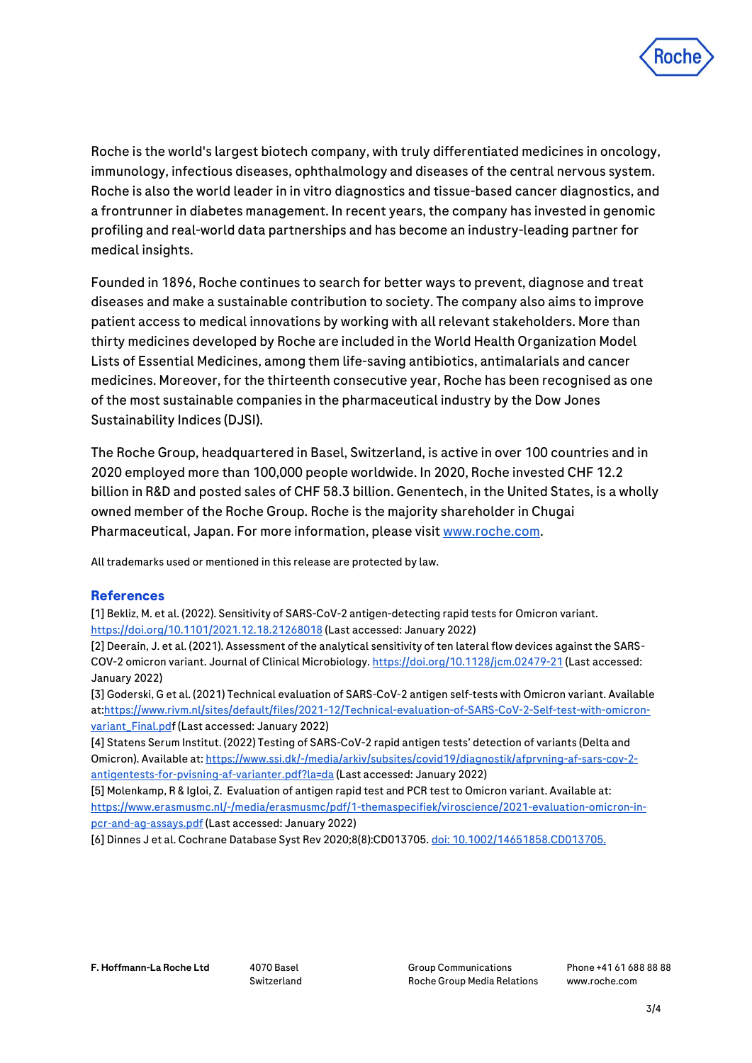Roche is the world's largest biotech company, with truly differentiated medicines in oncology, immunology, infectious diseases, ophthalmology and diseases of the central nervous system. Roche is also the world leader in in vitro diagnostics and tissue-based cancer diagnostics, and a frontrunner in diabetes management. In recent years, the company has invested in genomic profiling and real-world data partnerships and has become an industry-leading partner for medical insights.

Founded in 1896, Roche continues to search for better ways to prevent, diagnose and treat diseases and make a sustainable contribution to society. The company also aims to improve patient access to medical innovations by working with all relevant stakeholders. More than thirty medicines developed by Roche are included in the World Health Organization Model Lists of Essential Medicines, among them life-saving antibiotics, antimalarials and cancer medicines. Moreover, for the thirteenth consecutive year, Roche has been recognised as one of the most sustainable companies in the pharmaceutical industry by the Dow Jones Sustainability Indices (DJSI).

The Roche Group, headquartered in Basel, Switzerland, is active in over 100 countries and in 2020 employed more than 100,000 people worldwide. In 2020, Roche invested CHF 12.2 billion in R&D and posted sales of CHF 58.3 billion. Genentech, in the United States, is a wholly owned member of the Roche Group. Roche is the majority shareholder in Chugai Pharmaceutical, Japan. For more information, please visit www.roche.com.

All trademarks used or mentioned in this release are protected by law.

## References

[1] Bekliz, M. et al. (2022). Sensitivity of SARS-CoV-2 antigen-detecting rapid tests for Omicron variant. https://doi.org/10.1101/2021.12.18.21268018 (Last accessed: January 2022)

[2] Deerain, J. et al. (2021). Assessment of the analytical sensitivity of ten lateral flow devices against the SARS-COV-2 omicron variant. Journal of Clinical Microbiology. https://doi.org/10.1128/jcm.02479-21 (Last accessed: January 2022)

[3] Goderski, G et al. (2021) Technical evaluation of SARS-CoV-2 antigen self-tests with Omicron variant. Available at:https://www.rivm.nl/sites/default/files/2021-12/Technical-evaluation-of-SARS-CoV-2-Self-test-with-omicron-variant_Final.pdf (Last accessed: January 2022)

[4] Statens Serum Institut. (2022) Testing of SARS-CoV-2 rapid antigen tests' detection of variants (Delta and Omicron). Available at: https://www.ssi.dk/-/media/arkiv/subsites/covid19/diagnostik/afprvning-af-sars-cov-2-antigentests-for-pvisning-af-varianter.pdf?la=da (Last accessed: January 2022)

[5] Molenkamp, R & Igloi, Z. Evaluation of antigen rapid test and PCR test to Omicron variant. Available at: https://www.erasmusmc.nl/-/media/erasmusmc/pdf/1-themaspecifiek/viroscience/2021-evaluation-omicron-in-pcr-and-ag-assays.pdf (Last accessed: January 2022)

[6] Dinnes J et al. Cochrane Database Syst Rev 2020;8(8):CD013705. doi: 10.1002/14651858.CD013705.

**F. Hoffmann-La Roche Ltd** 4070 Basel Switzerland Group Communications Roche Group Media Relations Phone +41 61 688 88 88 www.roche.com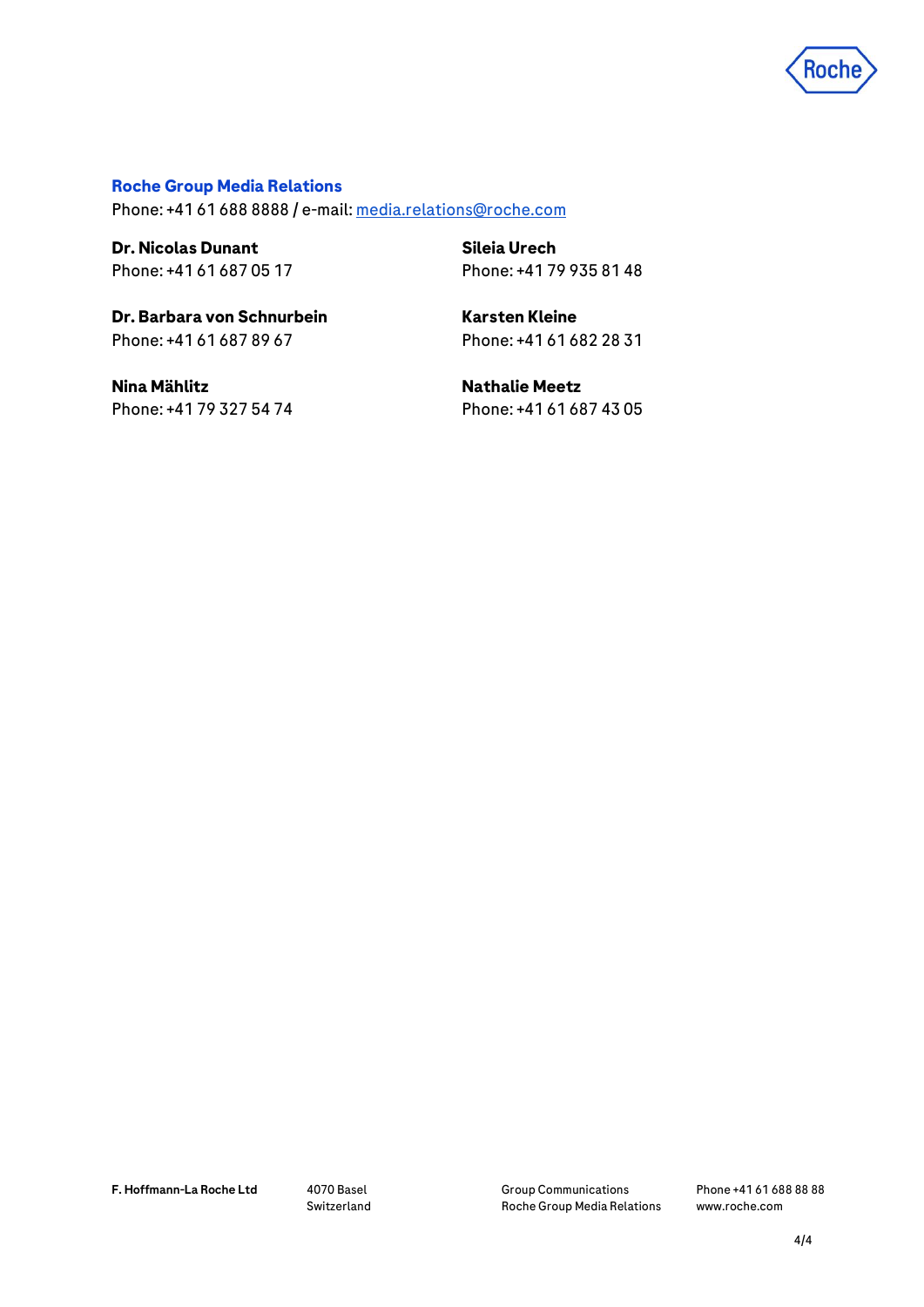**Roche Group Media Relations**
Phone: +41 61 688 8888 / e-mail: media.relations@roche.com

**Dr. Nicolas Dunant**
Phone: +41 61 687 05 17

**Sileia Urech**
Phone: +41 79 935 81 48

**Dr. Barbara von Schnurbein**
Phone: +41 61 687 89 67

**Karsten Kleine**
Phone: +41 61 682 28 31

**Nina Mählitz**
Phone: +41 79 327 54 74

**Nathalie Meetz**
Phone: +41 61 687 43 05